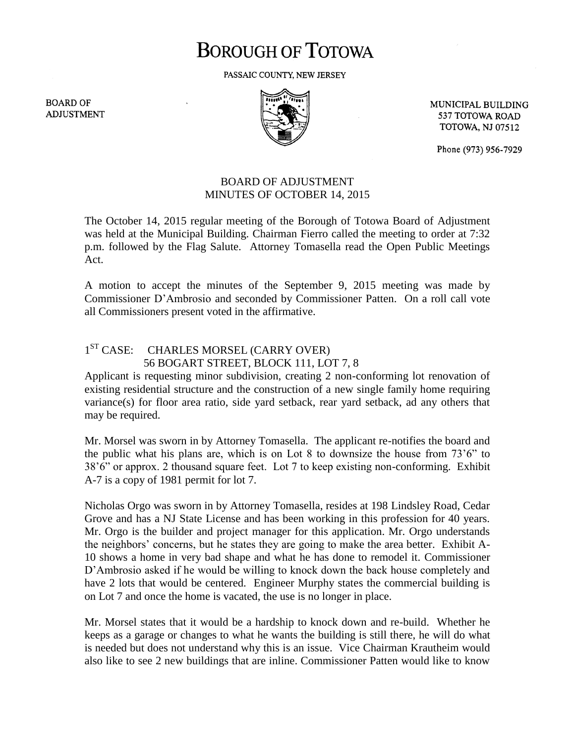# BOROUGH OF TOTOWA

PASSAIC COUNTY, NEW JERSEY

BOARD OF ADJUSTMENT

MUNICIPAL BUILDING
537 TOTOWA ROAD
TOTOWA, NJ 07512

Phone (973) 956-7929

## BOARD OF ADJUSTMENT
## MINUTES OF OCTOBER 14, 2015

The October 14, 2015 regular meeting of the Borough of Totowa Board of Adjustment was held at the Municipal Building. Chairman Fierro called the meeting to order at 7:32 p.m. followed by the Flag Salute. Attorney Tomasella read the Open Public Meetings Act.

A motion to accept the minutes of the September 9, 2015 meeting was made by Commissioner D'Ambrosio and seconded by Commissioner Patten. On a roll call vote all Commissioners present voted in the affirmative.

1ST CASE: CHARLES MORSEL (CARRY OVER)
56 BOGART STREET, BLOCK 111, LOT 7, 8

Applicant is requesting minor subdivision, creating 2 non-conforming lot renovation of existing residential structure and the construction of a new single family home requiring variance(s) for floor area ratio, side yard setback, rear yard setback, ad any others that may be required.

Mr. Morsel was sworn in by Attorney Tomasella. The applicant re-notifies the board and the public what his plans are, which is on Lot 8 to downsize the house from 73'6" to 38'6" or approx. 2 thousand square feet. Lot 7 to keep existing non-conforming. Exhibit A-7 is a copy of 1981 permit for lot 7.

Nicholas Orgo was sworn in by Attorney Tomasella, resides at 198 Lindsley Road, Cedar Grove and has a NJ State License and has been working in this profession for 40 years. Mr. Orgo is the builder and project manager for this application. Mr. Orgo understands the neighbors' concerns, but he states they are going to make the area better. Exhibit A-10 shows a home in very bad shape and what he has done to remodel it. Commissioner D'Ambrosio asked if he would be willing to knock down the back house completely and have 2 lots that would be centered. Engineer Murphy states the commercial building is on Lot 7 and once the home is vacated, the use is no longer in place.

Mr. Morsel states that it would be a hardship to knock down and re-build. Whether he keeps as a garage or changes to what he wants the building is still there, he will do what is needed but does not understand why this is an issue. Vice Chairman Krautheim would also like to see 2 new buildings that are inline. Commissioner Patten would like to know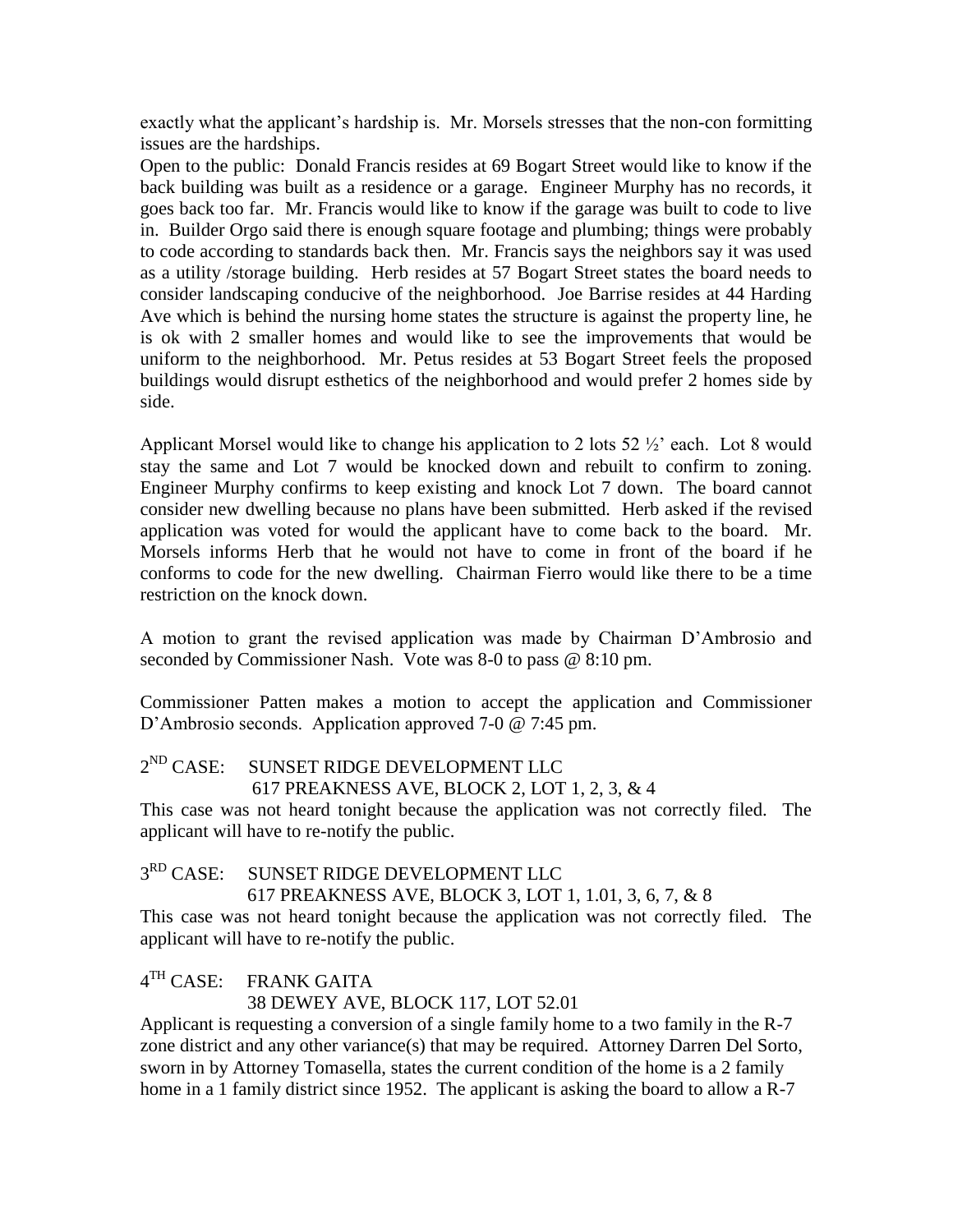exactly what the applicant's hardship is. Mr. Morsels stresses that the non-con formitting issues are the hardships.

Open to the public: Donald Francis resides at 69 Bogart Street would like to know if the back building was built as a residence or a garage. Engineer Murphy has no records, it goes back too far. Mr. Francis would like to know if the garage was built to code to live in. Builder Orgo said there is enough square footage and plumbing; things were probably to code according to standards back then. Mr. Francis says the neighbors say it was used as a utility /storage building. Herb resides at 57 Bogart Street states the board needs to consider landscaping conducive of the neighborhood. Joe Barrise resides at 44 Harding Ave which is behind the nursing home states the structure is against the property line, he is ok with 2 smaller homes and would like to see the improvements that would be uniform to the neighborhood. Mr. Petus resides at 53 Bogart Street feels the proposed buildings would disrupt esthetics of the neighborhood and would prefer 2 homes side by side.

Applicant Morsel would like to change his application to 2 lots 52 ½' each. Lot 8 would stay the same and Lot 7 would be knocked down and rebuilt to confirm to zoning. Engineer Murphy confirms to keep existing and knock Lot 7 down. The board cannot consider new dwelling because no plans have been submitted. Herb asked if the revised application was voted for would the applicant have to come back to the board. Mr. Morsels informs Herb that he would not have to come in front of the board if he conforms to code for the new dwelling. Chairman Fierro would like there to be a time restriction on the knock down.

A motion to grant the revised application was made by Chairman D'Ambrosio and seconded by Commissioner Nash. Vote was 8-0 to pass @ 8:10 pm.

Commissioner Patten makes a motion to accept the application and Commissioner D'Ambrosio seconds. Application approved 7-0 @ 7:45 pm.

2ND CASE: SUNSET RIDGE DEVELOPMENT LLC
617 PREAKNESS AVE, BLOCK 2, LOT 1, 2, 3, & 4

This case was not heard tonight because the application was not correctly filed. The applicant will have to re-notify the public.

3RD CASE: SUNSET RIDGE DEVELOPMENT LLC
617 PREAKNESS AVE, BLOCK 3, LOT 1, 1.01, 3, 6, 7, & 8

This case was not heard tonight because the application was not correctly filed. The applicant will have to re-notify the public.

4TH CASE: FRANK GAITA
38 DEWEY AVE, BLOCK 117, LOT 52.01

Applicant is requesting a conversion of a single family home to a two family in the R-7 zone district and any other variance(s) that may be required. Attorney Darren Del Sorto, sworn in by Attorney Tomasella, states the current condition of the home is a 2 family home in a 1 family district since 1952. The applicant is asking the board to allow a R-7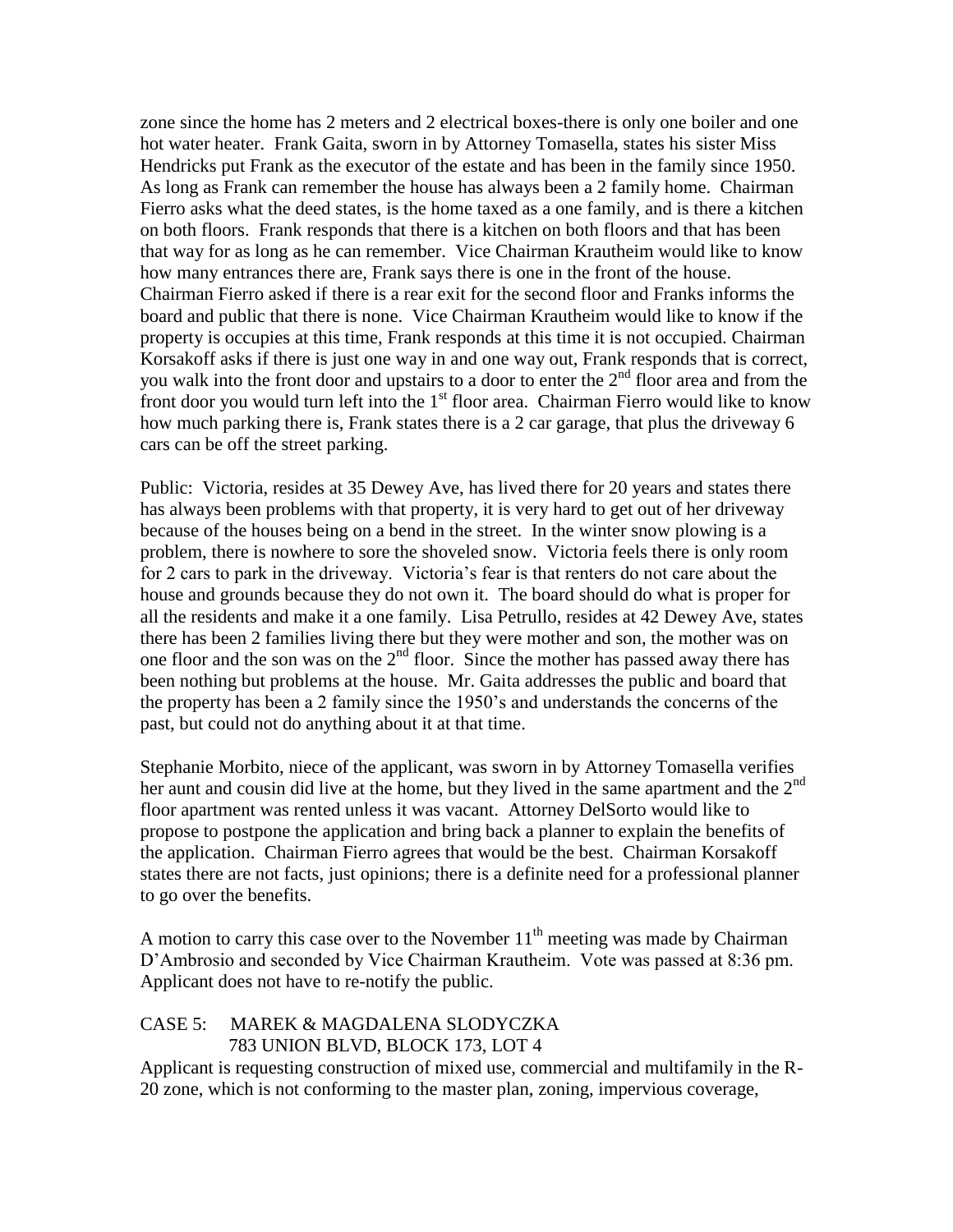zone since the home has 2 meters and 2 electrical boxes-there is only one boiler and one hot water heater. Frank Gaita, sworn in by Attorney Tomasella, states his sister Miss Hendricks put Frank as the executor of the estate and has been in the family since 1950. As long as Frank can remember the house has always been a 2 family home. Chairman Fierro asks what the deed states, is the home taxed as a one family, and is there a kitchen on both floors. Frank responds that there is a kitchen on both floors and that has been that way for as long as he can remember. Vice Chairman Krautheim would like to know how many entrances there are, Frank says there is one in the front of the house. Chairman Fierro asked if there is a rear exit for the second floor and Franks informs the board and public that there is none. Vice Chairman Krautheim would like to know if the property is occupies at this time, Frank responds at this time it is not occupied. Chairman Korsakoff asks if there is just one way in and one way out, Frank responds that is correct, you walk into the front door and upstairs to a door to enter the 2nd floor area and from the front door you would turn left into the 1st floor area. Chairman Fierro would like to know how much parking there is, Frank states there is a 2 car garage, that plus the driveway 6 cars can be off the street parking.

Public: Victoria, resides at 35 Dewey Ave, has lived there for 20 years and states there has always been problems with that property, it is very hard to get out of her driveway because of the houses being on a bend in the street. In the winter snow plowing is a problem, there is nowhere to sore the shoveled snow. Victoria feels there is only room for 2 cars to park in the driveway. Victoria's fear is that renters do not care about the house and grounds because they do not own it. The board should do what is proper for all the residents and make it a one family. Lisa Petrullo, resides at 42 Dewey Ave, states there has been 2 families living there but they were mother and son, the mother was on one floor and the son was on the 2nd floor. Since the mother has passed away there has been nothing but problems at the house. Mr. Gaita addresses the public and board that the property has been a 2 family since the 1950's and understands the concerns of the past, but could not do anything about it at that time.

Stephanie Morbito, niece of the applicant, was sworn in by Attorney Tomasella verifies her aunt and cousin did live at the home, but they lived in the same apartment and the 2nd floor apartment was rented unless it was vacant. Attorney DelSorto would like to propose to postpone the application and bring back a planner to explain the benefits of the application. Chairman Fierro agrees that would be the best. Chairman Korsakoff states there are not facts, just opinions; there is a definite need for a professional planner to go over the benefits.

A motion to carry this case over to the November 11th meeting was made by Chairman D'Ambrosio and seconded by Vice Chairman Krautheim. Vote was passed at 8:36 pm. Applicant does not have to re-notify the public.

CASE 5: MAREK & MAGDALENA SLODYCZKA
783 UNION BLVD, BLOCK 173, LOT 4

Applicant is requesting construction of mixed use, commercial and multifamily in the R-20 zone, which is not conforming to the master plan, zoning, impervious coverage,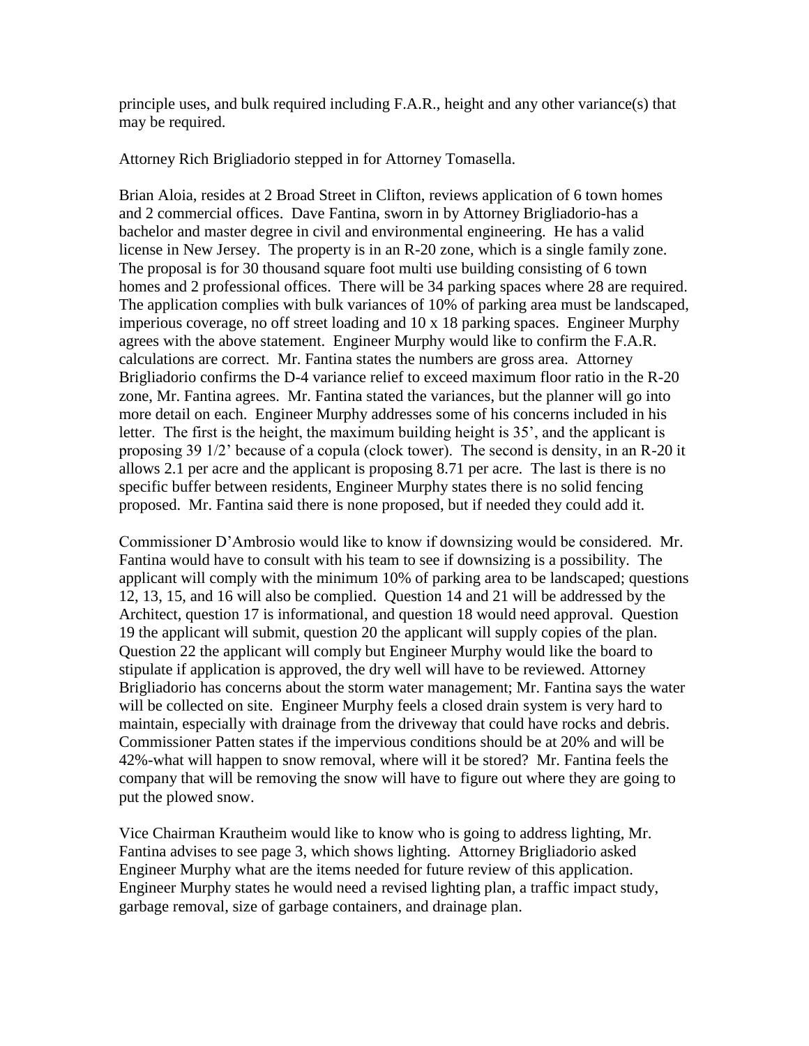principle uses, and bulk required including F.A.R., height and any other variance(s) that may be required.

Attorney Rich Brigliadorio stepped in for Attorney Tomasella.

Brian Aloia, resides at 2 Broad Street in Clifton, reviews application of 6 town homes and 2 commercial offices. Dave Fantina, sworn in by Attorney Brigliadorio-has a bachelor and master degree in civil and environmental engineering. He has a valid license in New Jersey. The property is in an R-20 zone, which is a single family zone. The proposal is for 30 thousand square foot multi use building consisting of 6 town homes and 2 professional offices. There will be 34 parking spaces where 28 are required. The application complies with bulk variances of 10% of parking area must be landscaped, imperious coverage, no off street loading and 10 x 18 parking spaces. Engineer Murphy agrees with the above statement. Engineer Murphy would like to confirm the F.A.R. calculations are correct. Mr. Fantina states the numbers are gross area. Attorney Brigliadorio confirms the D-4 variance relief to exceed maximum floor ratio in the R-20 zone, Mr. Fantina agrees. Mr. Fantina stated the variances, but the planner will go into more detail on each. Engineer Murphy addresses some of his concerns included in his letter. The first is the height, the maximum building height is 35', and the applicant is proposing 39 1/2' because of a copula (clock tower). The second is density, in an R-20 it allows 2.1 per acre and the applicant is proposing 8.71 per acre. The last is there is no specific buffer between residents, Engineer Murphy states there is no solid fencing proposed. Mr. Fantina said there is none proposed, but if needed they could add it.

Commissioner D'Ambrosio would like to know if downsizing would be considered. Mr. Fantina would have to consult with his team to see if downsizing is a possibility. The applicant will comply with the minimum 10% of parking area to be landscaped; questions 12, 13, 15, and 16 will also be complied. Question 14 and 21 will be addressed by the Architect, question 17 is informational, and question 18 would need approval. Question 19 the applicant will submit, question 20 the applicant will supply copies of the plan. Question 22 the applicant will comply but Engineer Murphy would like the board to stipulate if application is approved, the dry well will have to be reviewed. Attorney Brigliadorio has concerns about the storm water management; Mr. Fantina says the water will be collected on site. Engineer Murphy feels a closed drain system is very hard to maintain, especially with drainage from the driveway that could have rocks and debris. Commissioner Patten states if the impervious conditions should be at 20% and will be 42%-what will happen to snow removal, where will it be stored? Mr. Fantina feels the company that will be removing the snow will have to figure out where they are going to put the plowed snow.

Vice Chairman Krautheim would like to know who is going to address lighting, Mr. Fantina advises to see page 3, which shows lighting. Attorney Brigliadorio asked Engineer Murphy what are the items needed for future review of this application. Engineer Murphy states he would need a revised lighting plan, a traffic impact study, garbage removal, size of garbage containers, and drainage plan.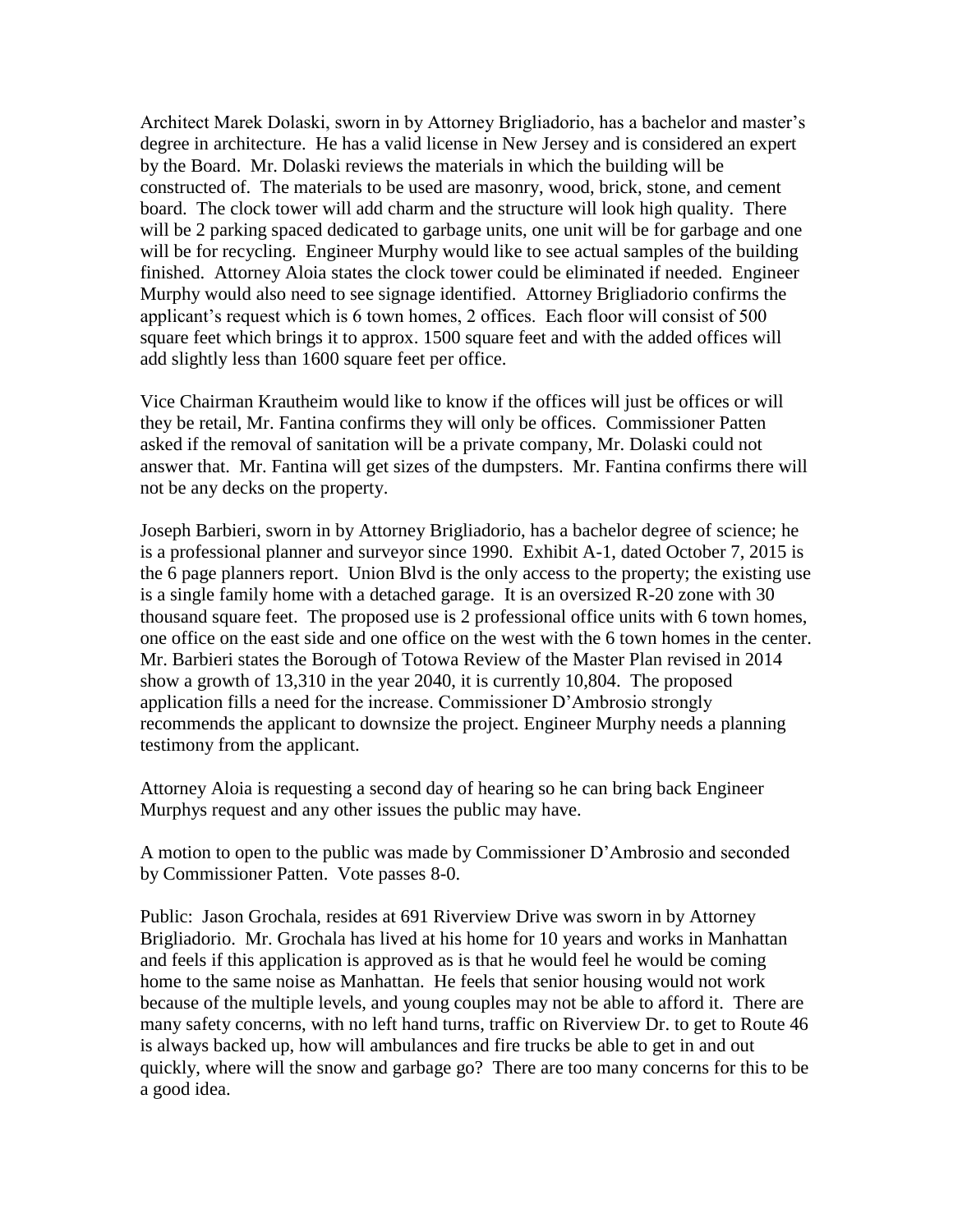Architect Marek Dolaski, sworn in by Attorney Brigliadorio, has a bachelor and master's degree in architecture. He has a valid license in New Jersey and is considered an expert by the Board. Mr. Dolaski reviews the materials in which the building will be constructed of. The materials to be used are masonry, wood, brick, stone, and cement board. The clock tower will add charm and the structure will look high quality. There will be 2 parking spaced dedicated to garbage units, one unit will be for garbage and one will be for recycling. Engineer Murphy would like to see actual samples of the building finished. Attorney Aloia states the clock tower could be eliminated if needed. Engineer Murphy would also need to see signage identified. Attorney Brigliadorio confirms the applicant's request which is 6 town homes, 2 offices. Each floor will consist of 500 square feet which brings it to approx. 1500 square feet and with the added offices will add slightly less than 1600 square feet per office.

Vice Chairman Krautheim would like to know if the offices will just be offices or will they be retail, Mr. Fantina confirms they will only be offices. Commissioner Patten asked if the removal of sanitation will be a private company, Mr. Dolaski could not answer that. Mr. Fantina will get sizes of the dumpsters. Mr. Fantina confirms there will not be any decks on the property.

Joseph Barbieri, sworn in by Attorney Brigliadorio, has a bachelor degree of science; he is a professional planner and surveyor since 1990. Exhibit A-1, dated October 7, 2015 is the 6 page planners report. Union Blvd is the only access to the property; the existing use is a single family home with a detached garage. It is an oversized R-20 zone with 30 thousand square feet. The proposed use is 2 professional office units with 6 town homes, one office on the east side and one office on the west with the 6 town homes in the center. Mr. Barbieri states the Borough of Totowa Review of the Master Plan revised in 2014 show a growth of 13,310 in the year 2040, it is currently 10,804. The proposed application fills a need for the increase. Commissioner D'Ambrosio strongly recommends the applicant to downsize the project. Engineer Murphy needs a planning testimony from the applicant.

Attorney Aloia is requesting a second day of hearing so he can bring back Engineer Murphys request and any other issues the public may have.

A motion to open to the public was made by Commissioner D'Ambrosio and seconded by Commissioner Patten. Vote passes 8-0.

Public: Jason Grochala, resides at 691 Riverview Drive was sworn in by Attorney Brigliadorio. Mr. Grochala has lived at his home for 10 years and works in Manhattan and feels if this application is approved as is that he would feel he would be coming home to the same noise as Manhattan. He feels that senior housing would not work because of the multiple levels, and young couples may not be able to afford it. There are many safety concerns, with no left hand turns, traffic on Riverview Dr. to get to Route 46 is always backed up, how will ambulances and fire trucks be able to get in and out quickly, where will the snow and garbage go? There are too many concerns for this to be a good idea.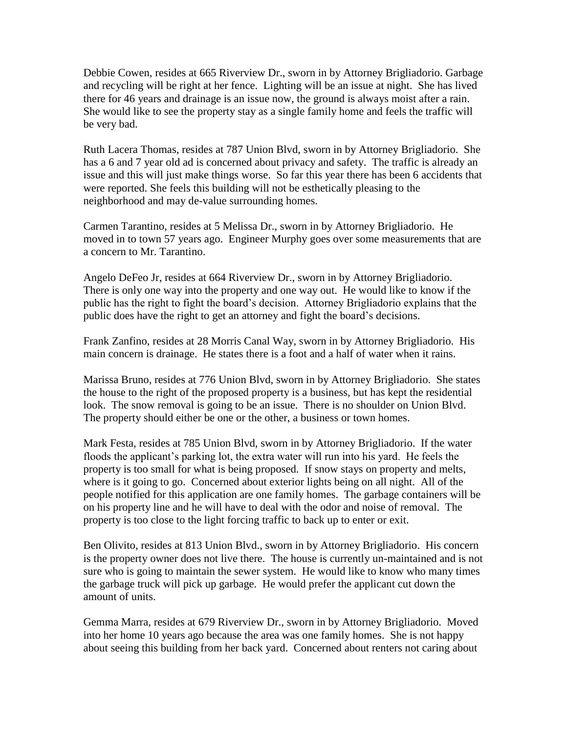Debbie Cowen, resides at 665 Riverview Dr., sworn in by Attorney Brigliadorio. Garbage and recycling will be right at her fence. Lighting will be an issue at night. She has lived there for 46 years and drainage is an issue now, the ground is always moist after a rain. She would like to see the property stay as a single family home and feels the traffic will be very bad.

Ruth Lacera Thomas, resides at 787 Union Blvd, sworn in by Attorney Brigliadorio. She has a 6 and 7 year old ad is concerned about privacy and safety. The traffic is already an issue and this will just make things worse. So far this year there has been 6 accidents that were reported. She feels this building will not be esthetically pleasing to the neighborhood and may de-value surrounding homes.

Carmen Tarantino, resides at 5 Melissa Dr., sworn in by Attorney Brigliadorio. He moved in to town 57 years ago. Engineer Murphy goes over some measurements that are a concern to Mr. Tarantino.

Angelo DeFeo Jr, resides at 664 Riverview Dr., sworn in by Attorney Brigliadorio. There is only one way into the property and one way out. He would like to know if the public has the right to fight the board's decision. Attorney Brigliadorio explains that the public does have the right to get an attorney and fight the board's decisions.

Frank Zanfino, resides at 28 Morris Canal Way, sworn in by Attorney Brigliadorio. His main concern is drainage. He states there is a foot and a half of water when it rains.

Marissa Bruno, resides at 776 Union Blvd, sworn in by Attorney Brigliadorio. She states the house to the right of the proposed property is a business, but has kept the residential look. The snow removal is going to be an issue. There is no shoulder on Union Blvd. The property should either be one or the other, a business or town homes.

Mark Festa, resides at 785 Union Blvd, sworn in by Attorney Brigliadorio. If the water floods the applicant's parking lot, the extra water will run into his yard. He feels the property is too small for what is being proposed. If snow stays on property and melts, where is it going to go. Concerned about exterior lights being on all night. All of the people notified for this application are one family homes. The garbage containers will be on his property line and he will have to deal with the odor and noise of removal. The property is too close to the light forcing traffic to back up to enter or exit.

Ben Olivito, resides at 813 Union Blvd., sworn in by Attorney Brigliadorio. His concern is the property owner does not live there. The house is currently un-maintained and is not sure who is going to maintain the sewer system. He would like to know who many times the garbage truck will pick up garbage. He would prefer the applicant cut down the amount of units.

Gemma Marra, resides at 679 Riverview Dr., sworn in by Attorney Brigliadorio. Moved into her home 10 years ago because the area was one family homes. She is not happy about seeing this building from her back yard. Concerned about renters not caring about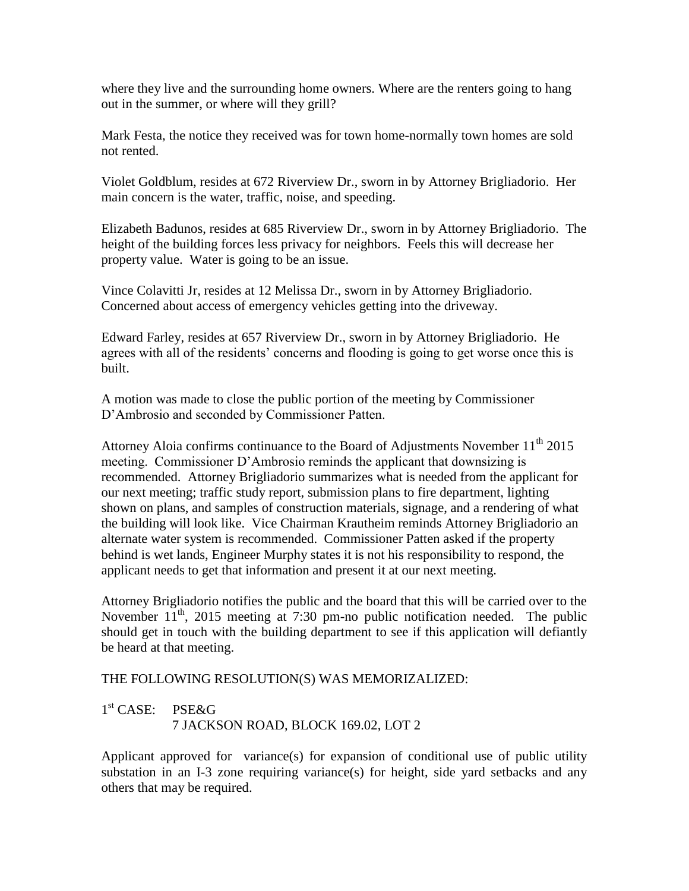where they live and the surrounding home owners. Where are the renters going to hang out in the summer, or where will they grill?

Mark Festa, the notice they received was for town home-normally town homes are sold not rented.

Violet Goldblum, resides at 672 Riverview Dr., sworn in by Attorney Brigliadorio. Her main concern is the water, traffic, noise, and speeding.

Elizabeth Badunos, resides at 685 Riverview Dr., sworn in by Attorney Brigliadorio. The height of the building forces less privacy for neighbors. Feels this will decrease her property value. Water is going to be an issue.

Vince Colavitti Jr, resides at 12 Melissa Dr., sworn in by Attorney Brigliadorio. Concerned about access of emergency vehicles getting into the driveway.

Edward Farley, resides at 657 Riverview Dr., sworn in by Attorney Brigliadorio. He agrees with all of the residents' concerns and flooding is going to get worse once this is built.

A motion was made to close the public portion of the meeting by Commissioner D'Ambrosio and seconded by Commissioner Patten.

Attorney Aloia confirms continuance to the Board of Adjustments November 11th 2015 meeting. Commissioner D'Ambrosio reminds the applicant that downsizing is recommended. Attorney Brigliadorio summarizes what is needed from the applicant for our next meeting; traffic study report, submission plans to fire department, lighting shown on plans, and samples of construction materials, signage, and a rendering of what the building will look like. Vice Chairman Krautheim reminds Attorney Brigliadorio an alternate water system is recommended. Commissioner Patten asked if the property behind is wet lands, Engineer Murphy states it is not his responsibility to respond, the applicant needs to get that information and present it at our next meeting.

Attorney Brigliadorio notifies the public and the board that this will be carried over to the November 11th, 2015 meeting at 7:30 pm-no public notification needed. The public should get in touch with the building department to see if this application will defiantly be heard at that meeting.

THE FOLLOWING RESOLUTION(S) WAS MEMORIZALIZED:

1st CASE: PSE&G
7 JACKSON ROAD, BLOCK 169.02, LOT 2

Applicant approved for variance(s) for expansion of conditional use of public utility substation in an I-3 zone requiring variance(s) for height, side yard setbacks and any others that may be required.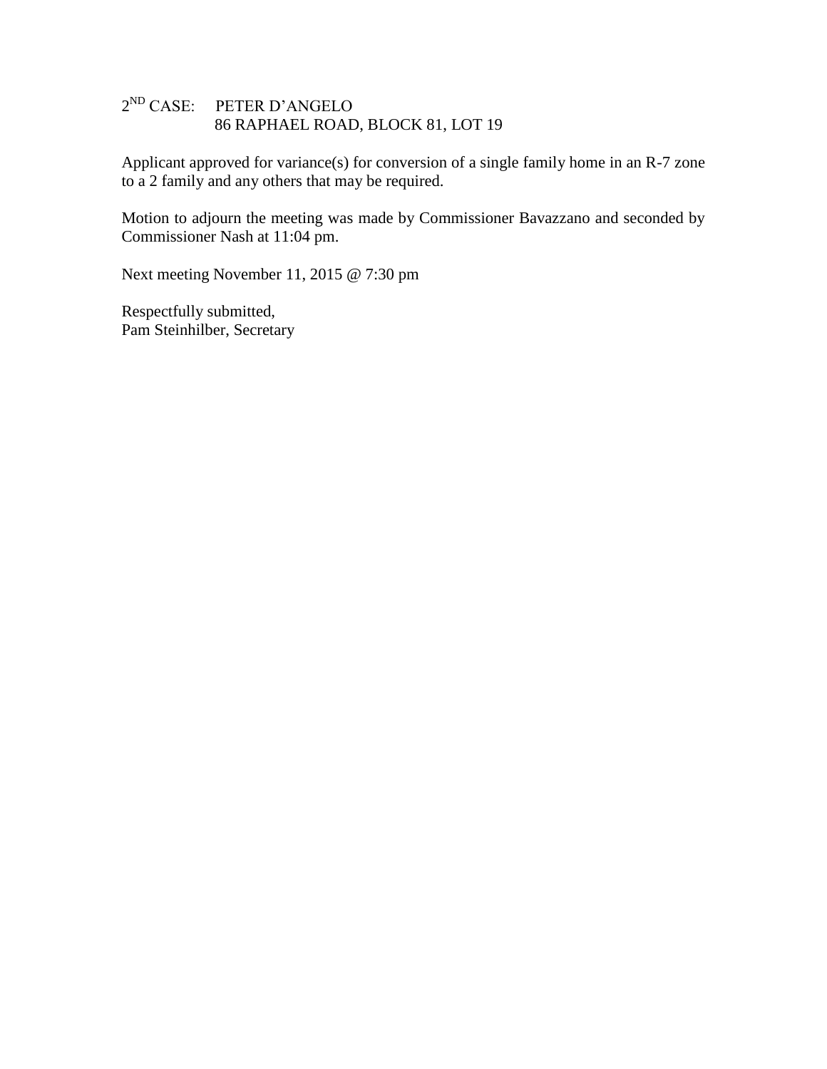2ND CASE: PETER D'ANGELO
86 RAPHAEL ROAD, BLOCK 81, LOT 19

Applicant approved for variance(s) for conversion of a single family home in an R-7 zone to a 2 family and any others that may be required.

Motion to adjourn the meeting was made by Commissioner Bavazzano and seconded by Commissioner Nash at 11:04 pm.

Next meeting November 11, 2015 @ 7:30 pm

Respectfully submitted,
Pam Steinhilber, Secretary